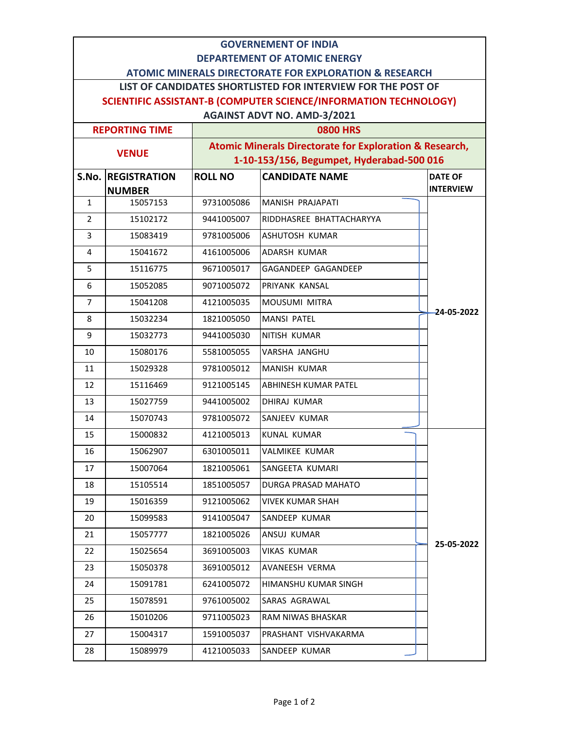# GOVERNEMENT OF INDIA

## DEPARTEMENT OF ATOMIC ENERGY

## ATOMIC MINERALS DIRECTORATE FOR EXPLORATION & RESEARCH

### LIST OF CANDIDATES SHORTLISTED FOR INTERVIEW FOR THE POST OF SCIENTIFIC ASSISTANT-B (COMPUTER SCIENCE/INFORMATION TECHNOLOGY) AGAINST ADVT NO. AMD-3/2021

| REPORTING TIME | 0800 HRS |
|---|---|
| VENUE | Atomic Minerals Directorate for Exploration & Research, 1-10-153/156, Begumpet, Hyderabad-500 016 |

| S.No. | REGISTRATION NUMBER | ROLL NO | CANDIDATE NAME | DATE OF INTERVIEW |
|---|---|---|---|---|
| 1 | 15057153 | 9731005086 | MANISH PRAJAPATI | 24-05-2022 |
| 2 | 15102172 | 9441005007 | RIDDHASREE BHATTACHARYYA | 24-05-2022 |
| 3 | 15083419 | 9781005006 | ASHUTOSH KUMAR | 24-05-2022 |
| 4 | 15041672 | 4161005006 | ADARSH KUMAR | 24-05-2022 |
| 5 | 15116775 | 9671005017 | GAGANDEEP GAGANDEEP | 24-05-2022 |
| 6 | 15052085 | 9071005072 | PRIYANK KANSAL | 24-05-2022 |
| 7 | 15041208 | 4121005035 | MOUSUMI MITRA | 24-05-2022 |
| 8 | 15032234 | 1821005050 | MANSI PATEL | 24-05-2022 |
| 9 | 15032773 | 9441005030 | NITISH KUMAR | 24-05-2022 |
| 10 | 15080176 | 5581005055 | VARSHA JANGHU | 24-05-2022 |
| 11 | 15029328 | 9781005012 | MANISH KUMAR | 24-05-2022 |
| 12 | 15116469 | 9121005145 | ABHINESH KUMAR PATEL | 24-05-2022 |
| 13 | 15027759 | 9441005002 | DHIRAJ KUMAR | 24-05-2022 |
| 14 | 15070743 | 9781005072 | SANJEEV KUMAR | 24-05-2022 |
| 15 | 15000832 | 4121005013 | KUNAL KUMAR | 25-05-2022 |
| 16 | 15062907 | 6301005011 | VALMIKEE KUMAR | 25-05-2022 |
| 17 | 15007064 | 1821005061 | SANGEETA KUMARI | 25-05-2022 |
| 18 | 15105514 | 1851005057 | DURGA PRASAD MAHATO | 25-05-2022 |
| 19 | 15016359 | 9121005062 | VIVEK KUMAR SHAH | 25-05-2022 |
| 20 | 15099583 | 9141005047 | SANDEEP KUMAR | 25-05-2022 |
| 21 | 15057777 | 1821005026 | ANSUJ KUMAR | 25-05-2022 |
| 22 | 15025654 | 3691005003 | VIKAS KUMAR | 25-05-2022 |
| 23 | 15050378 | 3691005012 | AVANEESH VERMA | 25-05-2022 |
| 24 | 15091781 | 6241005072 | HIMANSHU KUMAR SINGH | 25-05-2022 |
| 25 | 15078591 | 9761005002 | SARAS AGRAWAL | 25-05-2022 |
| 26 | 15010206 | 9711005023 | RAM NIWAS BHASKAR | 25-05-2022 |
| 27 | 15004317 | 1591005037 | PRASHANT VISHVAKARMA | 25-05-2022 |
| 28 | 15089979 | 4121005033 | SANDEEP KUMAR | 25-05-2022 |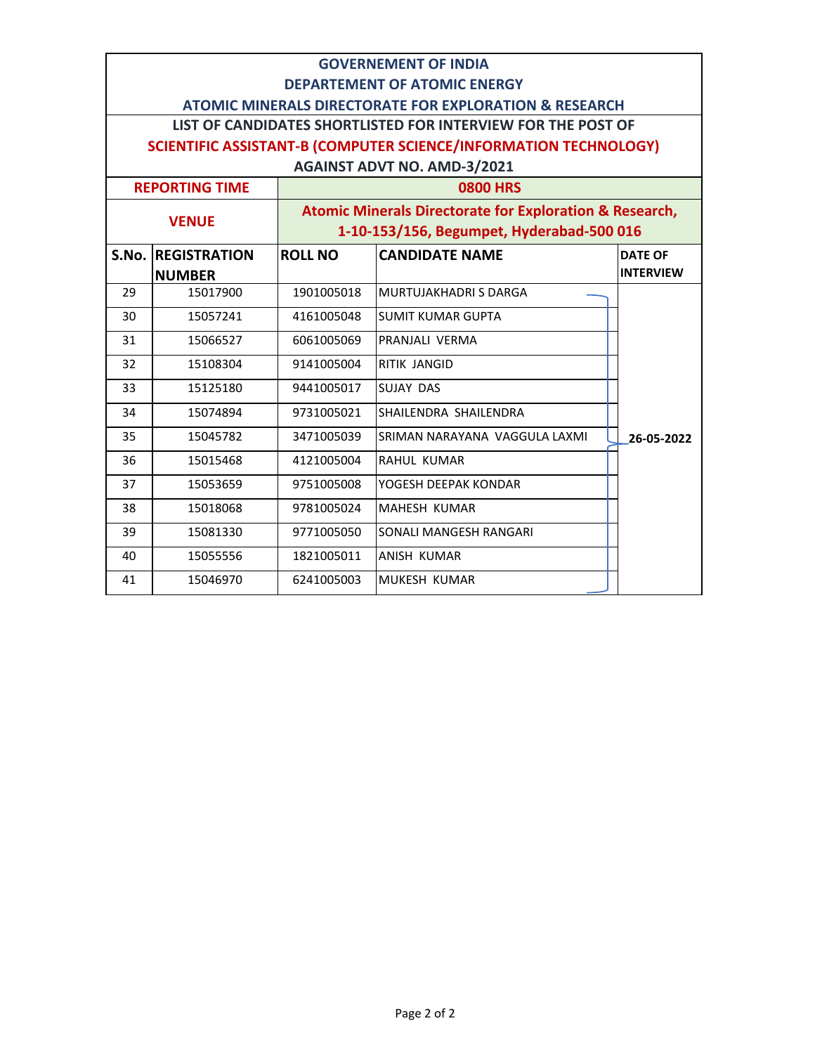**GOVERNEMENT OF INDIA**

**DEPARTEMENT OF ATOMIC ENERGY**

**ATOMIC MINERALS DIRECTORATE FOR EXPLORATION & RESEARCH**

**LIST OF CANDIDATES SHORTLISTED FOR INTERVIEW FOR THE POST OF**

**SCIENTIFIC ASSISTANT-B (COMPUTER SCIENCE/INFORMATION TECHNOLOGY)**

**AGAINST ADVT NO. AMD-3/2021**

| | |
|---|---|
| **REPORTING TIME** | **0800 HRS** |
| **VENUE** | **Atomic Minerals Directorate for Exploration & Research, 1-10-153/156, Begumpet, Hyderabad-500 016** |

| S.No. | REGISTRATION NUMBER | ROLL NO | CANDIDATE NAME | DATE OF INTERVIEW |
|---|---|---|---|---|
| 29 | 15017900 | 1901005018 | MURTUJAKHADRI S DARGA | 26-05-2022 |
| 30 | 15057241 | 4161005048 | SUMIT KUMAR GUPTA | 26-05-2022 |
| 31 | 15066527 | 6061005069 | PRANJALI VERMA | 26-05-2022 |
| 32 | 15108304 | 9141005004 | RITIK JANGID | 26-05-2022 |
| 33 | 15125180 | 9441005017 | SUJAY DAS | 26-05-2022 |
| 34 | 15074894 | 9731005021 | SHAILENDRA SHAILENDRA | 26-05-2022 |
| 35 | 15045782 | 3471005039 | SRIMAN NARAYANA VAGGULA LAXMI | 26-05-2022 |
| 36 | 15015468 | 4121005004 | RAHUL KUMAR | 26-05-2022 |
| 37 | 15053659 | 9751005008 | YOGESH DEEPAK KONDAR | 26-05-2022 |
| 38 | 15018068 | 9781005024 | MAHESH KUMAR | 26-05-2022 |
| 39 | 15081330 | 9771005050 | SONALI MANGESH RANGARI | 26-05-2022 |
| 40 | 15055556 | 1821005011 | ANISH KUMAR | 26-05-2022 |
| 41 | 15046970 | 6241005003 | MUKESH KUMAR | 26-05-2022 |